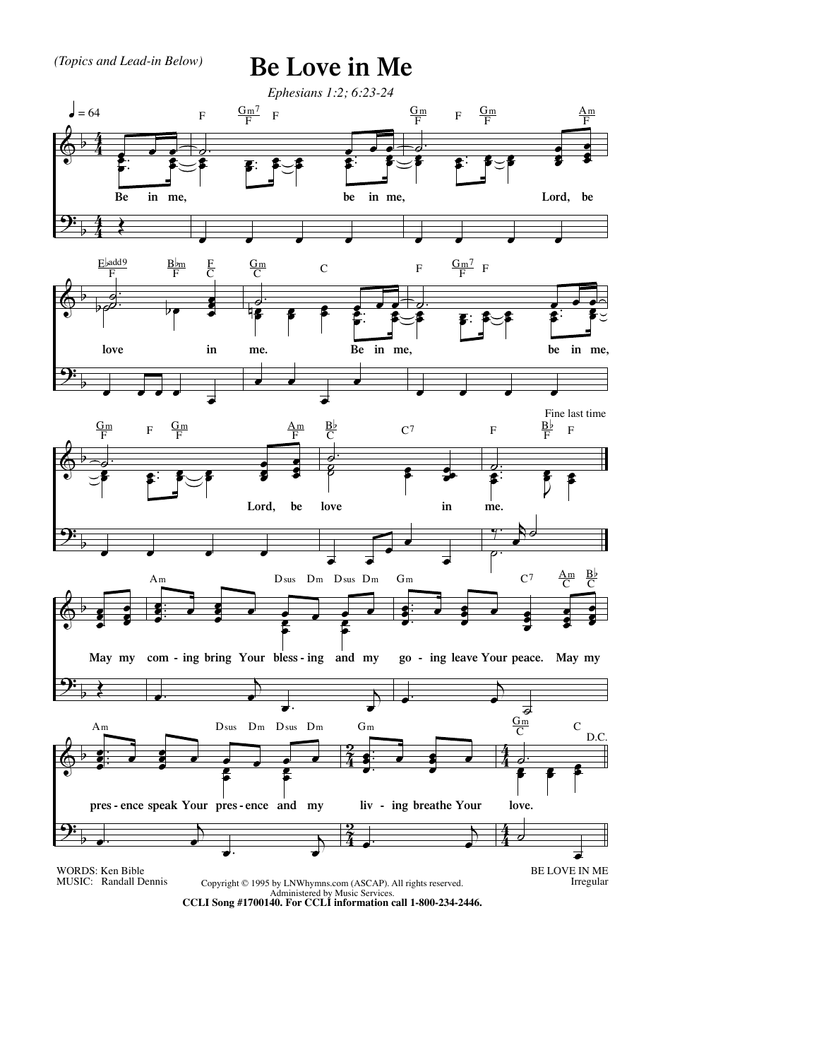*(Topics and Lead-in Below)*

# Be Love in Me

*Ephesians 1:2; 6:23-24*

♩ = 64

Be in me, be in me, Lord, be love in me.
Be in me, be in me, Lord, be love in me.

Fine last time

May my com - ing bring Your bless - ing and my go - ing leave Your peace. May my pres - ence speak Your pres - ence and my liv - ing breathe Your love.

D.C.

WORDS: Ken Bible
MUSIC: Randall Dennis

Copyright © 1995 by LNWhymns.com (ASCAP). All rights reserved.
Administered by Music Services.
**CCLI Song #1700140. For CCLI information call 1-800-234-2446.**

BE LOVE IN ME
Irregular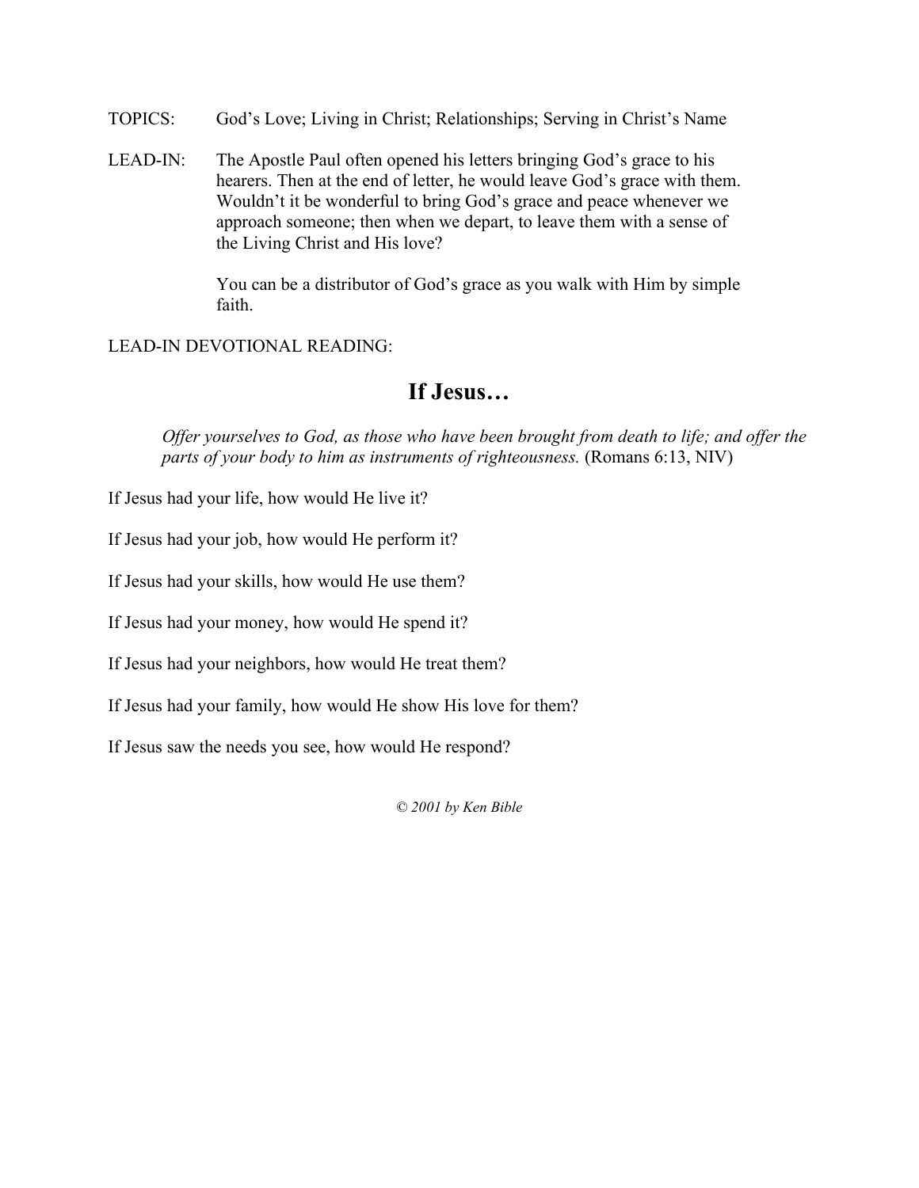TOPICS: God's Love; Living in Christ; Relationships; Serving in Christ's Name

LEAD-IN: The Apostle Paul often opened his letters bringing God's grace to his hearers. Then at the end of letter, he would leave God's grace with them. Wouldn't it be wonderful to bring God's grace and peace whenever we approach someone; then when we depart, to leave them with a sense of the Living Christ and His love?

You can be a distributor of God's grace as you walk with Him by simple faith.

LEAD-IN DEVOTIONAL READING:

## If Jesus…

> *Offer yourselves to God, as those who have been brought from death to life; and offer the parts of your body to him as instruments of righteousness.* (Romans 6:13, NIV)

If Jesus had your life, how would He live it?

If Jesus had your job, how would He perform it?

If Jesus had your skills, how would He use them?

If Jesus had your money, how would He spend it?

If Jesus had your neighbors, how would He treat them?

If Jesus had your family, how would He show His love for them?

If Jesus saw the needs you see, how would He respond?

*© 2001 by Ken Bible*